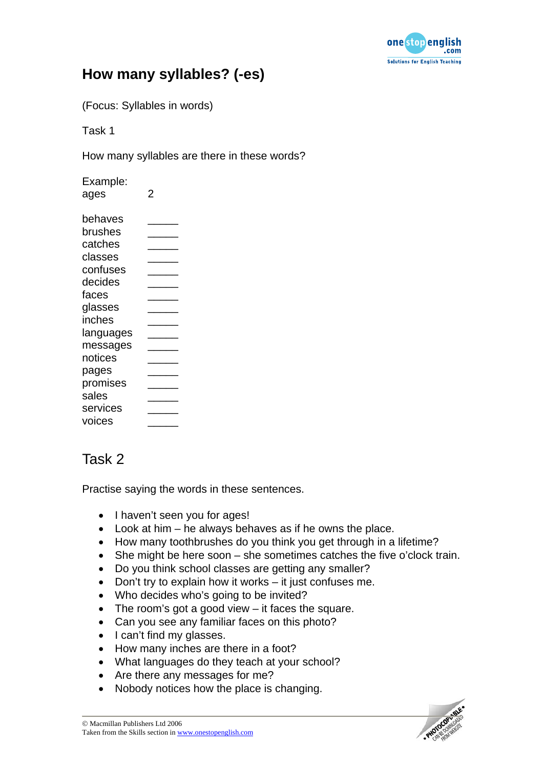# How many syllables? (-es)

(Focus: Syllables in words)

Task 1

How many syllables are there in these words?

Example:
ages 2

behaves _____
brushes _____
catches _____
classes _____
confuses _____
decides _____
faces _____
glasses _____
inches _____
languages _____
messages _____
notices _____
pages _____
promises _____
sales _____
services _____
voices _____

## Task 2

Practise saying the words in these sentences.

- I haven't seen you for ages!
- Look at him – he always behaves as if he owns the place.
- How many toothbrushes do you think you get through in a lifetime?
- She might be here soon – she sometimes catches the five o'clock train.
- Do you think school classes are getting any smaller?
- Don't try to explain how it works – it just confuses me.
- Who decides who's going to be invited?
- The room's got a good view – it faces the square.
- Can you see any familiar faces on this photo?
- I can't find my glasses.
- How many inches are there in a foot?
- What languages do they teach at your school?
- Are there any messages for me?
- Nobody notices how the place is changing.

© Macmillan Publishers Ltd 2006
Taken from the Skills section in www.onestopenglish.com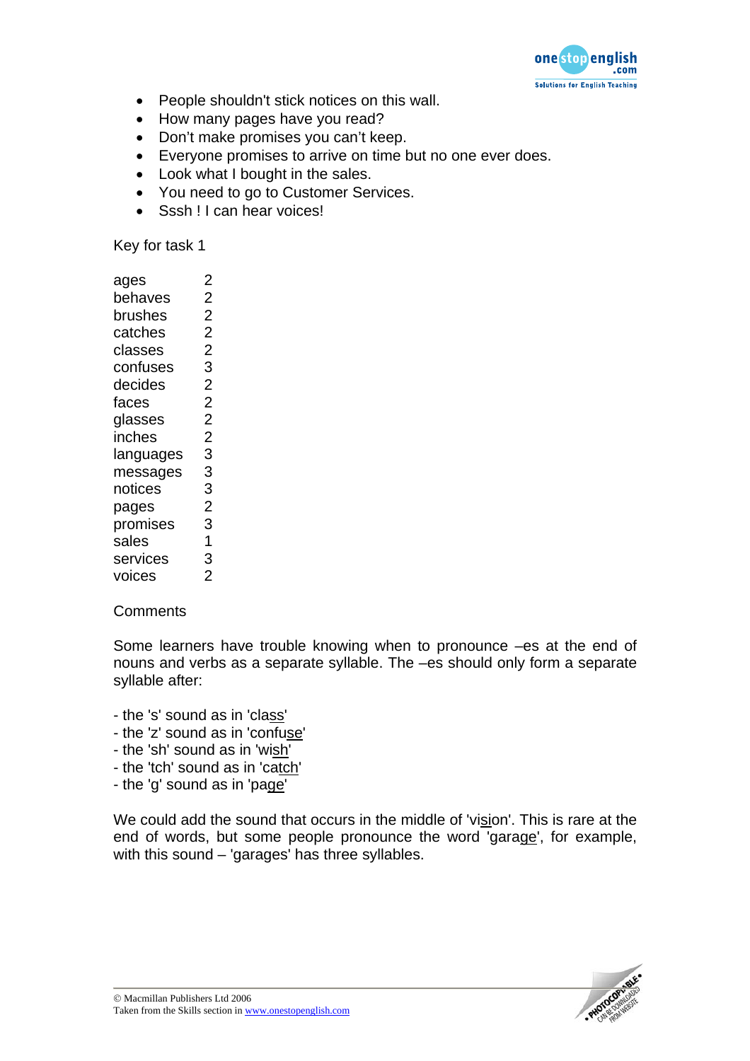- People shouldn't stick notices on this wall.
- How many pages have you read?
- Don't make promises you can't keep.
- Everyone promises to arrive on time but no one ever does.
- Look what I bought in the sales.
- You need to go to Customer Services.
- Sssh ! I can hear voices!

Key for task 1

| | |
|---|---|
| ages | 2 |
| behaves | 2 |
| brushes | 2 |
| catches | 2 |
| classes | 2 |
| confuses | 3 |
| decides | 2 |
| faces | 2 |
| glasses | 2 |
| inches | 2 |
| languages | 3 |
| messages | 3 |
| notices | 3 |
| pages | 2 |
| promises | 3 |
| sales | 1 |
| services | 3 |
| voices | 2 |

Comments

Some learners have trouble knowing when to pronounce –es at the end of nouns and verbs as a separate syllable. The –es should only form a separate syllable after:

- the 's' sound as in 'cla<u>ss</u>'
- the 'z' sound as in 'conf<u>use</u>'
- the 'sh' sound as in 'wi<u>sh</u>'
- the 'tch' sound as in 'ca<u>tch</u>'
- the 'g' sound as in 'pa<u>ge</u>'

We could add the sound that occurs in the middle of 'vi<u>si</u>on'. This is rare at the end of words, but some people pronounce the word 'gara<u>ge</u>', for example, with this sound – 'garages' has three syllables.

© Macmillan Publishers Ltd 2006
Taken from the Skills section in www.onestopenglish.com